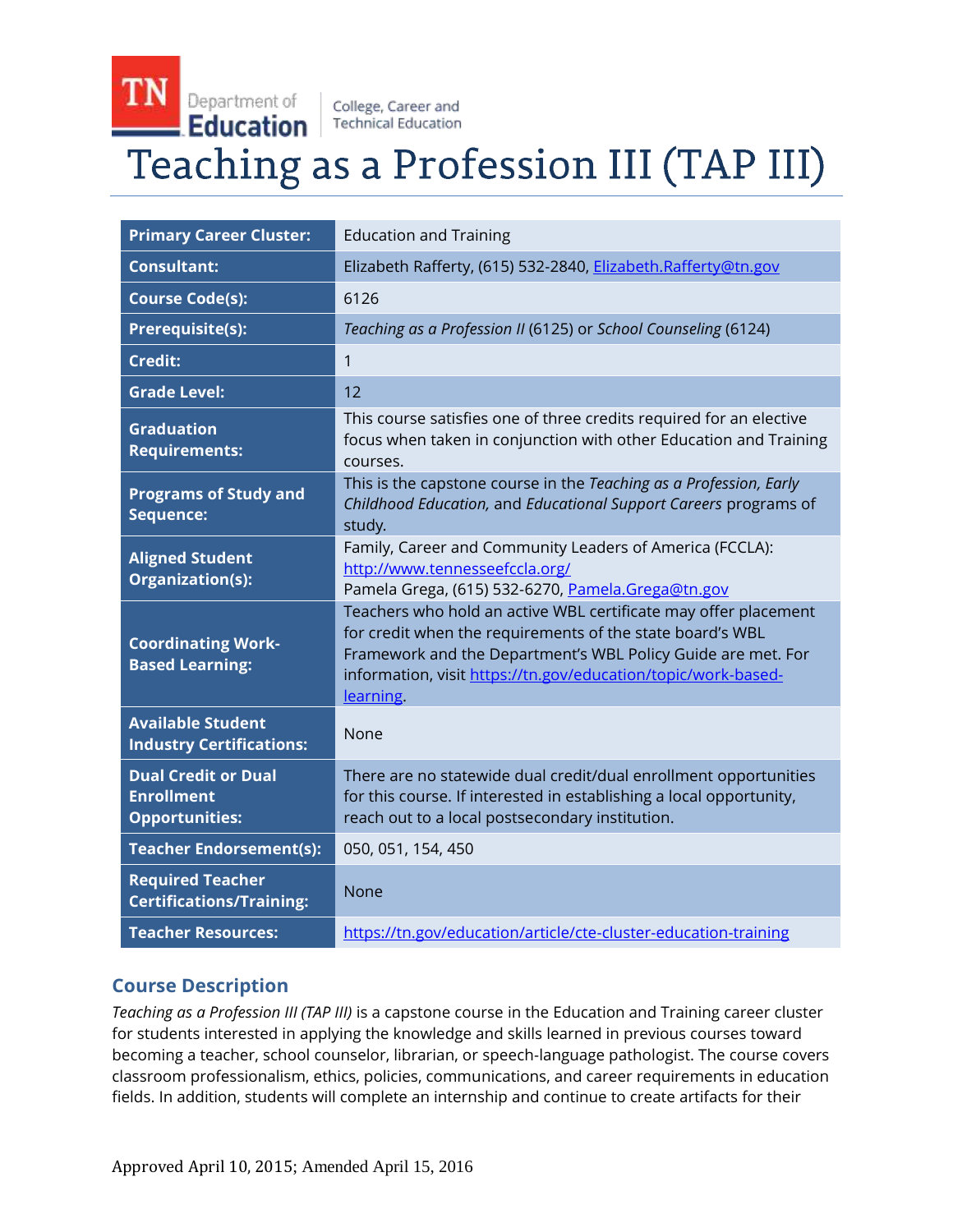TN Department of Education | College, Career and Technical Education

# Teaching as a Profession III (TAP III)

| | |
|---|---|
| **Primary Career Cluster:** | Education and Training |
| **Consultant:** | Elizabeth Rafferty, (615) 532-2840, Elizabeth.Rafferty@tn.gov |
| **Course Code(s):** | 6126 |
| **Prerequisite(s):** | *Teaching as a Profession II* (6125) or *School Counseling* (6124) |
| **Credit:** | 1 |
| **Grade Level:** | 12 |
| **Graduation Requirements:** | This course satisfies one of three credits required for an elective focus when taken in conjunction with other Education and Training courses. |
| **Programs of Study and Sequence:** | This is the capstone course in the *Teaching as a Profession, Early Childhood Education,* and *Educational Support Careers* programs of study. |
| **Aligned Student Organization(s):** | Family, Career and Community Leaders of America (FCCLA): http://www.tennesseefccla.org/ Pamela Grega, (615) 532-6270, Pamela.Grega@tn.gov |
| **Coordinating Work-Based Learning:** | Teachers who hold an active WBL certificate may offer placement for credit when the requirements of the state board's WBL Framework and the Department's WBL Policy Guide are met. For information, visit https://tn.gov/education/topic/work-based-learning. |
| **Available Student Industry Certifications:** | None |
| **Dual Credit or Dual Enrollment Opportunities:** | There are no statewide dual credit/dual enrollment opportunities for this course. If interested in establishing a local opportunity, reach out to a local postsecondary institution. |
| **Teacher Endorsement(s):** | 050, 051, 154, 450 |
| **Required Teacher Certifications/Training:** | None |
| **Teacher Resources:** | https://tn.gov/education/article/cte-cluster-education-training |

## Course Description

*Teaching as a Profession III (TAP III)* is a capstone course in the Education and Training career cluster for students interested in applying the knowledge and skills learned in previous courses toward becoming a teacher, school counselor, librarian, or speech-language pathologist. The course covers classroom professionalism, ethics, policies, communications, and career requirements in education fields. In addition, students will complete an internship and continue to create artifacts for their

Approved April 10, 2015; Amended April 15, 2016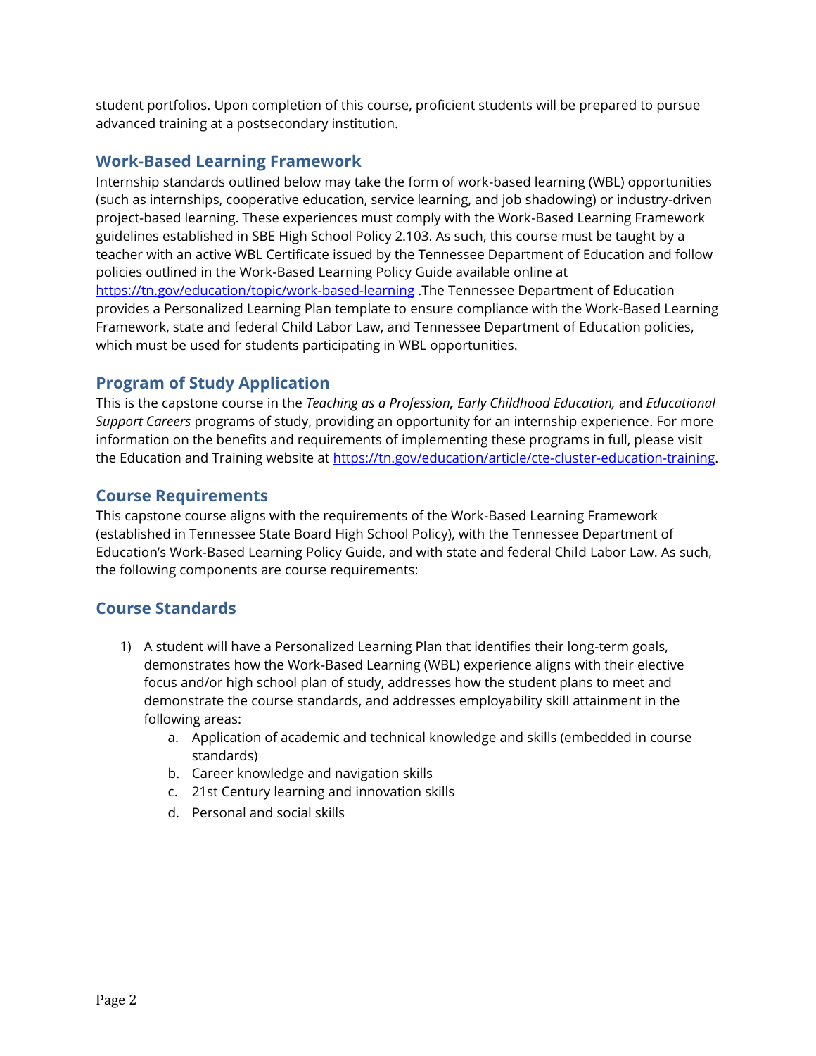student portfolios. Upon completion of this course, proficient students will be prepared to pursue advanced training at a postsecondary institution.

## Work-Based Learning Framework

Internship standards outlined below may take the form of work-based learning (WBL) opportunities (such as internships, cooperative education, service learning, and job shadowing) or industry-driven project-based learning. These experiences must comply with the Work-Based Learning Framework guidelines established in SBE High School Policy 2.103. As such, this course must be taught by a teacher with an active WBL Certificate issued by the Tennessee Department of Education and follow policies outlined in the Work-Based Learning Policy Guide available online at [https://tn.gov/education/topic/work-based-learning](https://tn.gov/education/topic/work-based-learning) .The Tennessee Department of Education provides a Personalized Learning Plan template to ensure compliance with the Work-Based Learning Framework, state and federal Child Labor Law, and Tennessee Department of Education policies, which must be used for students participating in WBL opportunities.

## Program of Study Application

This is the capstone course in the *Teaching as a Profession***,** *Early Childhood Education,* and *Educational Support Careers* programs of study, providing an opportunity for an internship experience. For more information on the benefits and requirements of implementing these programs in full, please visit the Education and Training website at [https://tn.gov/education/article/cte-cluster-education-training](https://tn.gov/education/article/cte-cluster-education-training).

## Course Requirements

This capstone course aligns with the requirements of the Work-Based Learning Framework (established in Tennessee State Board High School Policy), with the Tennessee Department of Education's Work-Based Learning Policy Guide, and with state and federal Child Labor Law. As such, the following components are course requirements:

## Course Standards

1) A student will have a Personalized Learning Plan that identifies their long-term goals, demonstrates how the Work-Based Learning (WBL) experience aligns with their elective focus and/or high school plan of study, addresses how the student plans to meet and demonstrate the course standards, and addresses employability skill attainment in the following areas:
    a. Application of academic and technical knowledge and skills (embedded in course standards)
    b. Career knowledge and navigation skills
    c. 21st Century learning and innovation skills
    d. Personal and social skills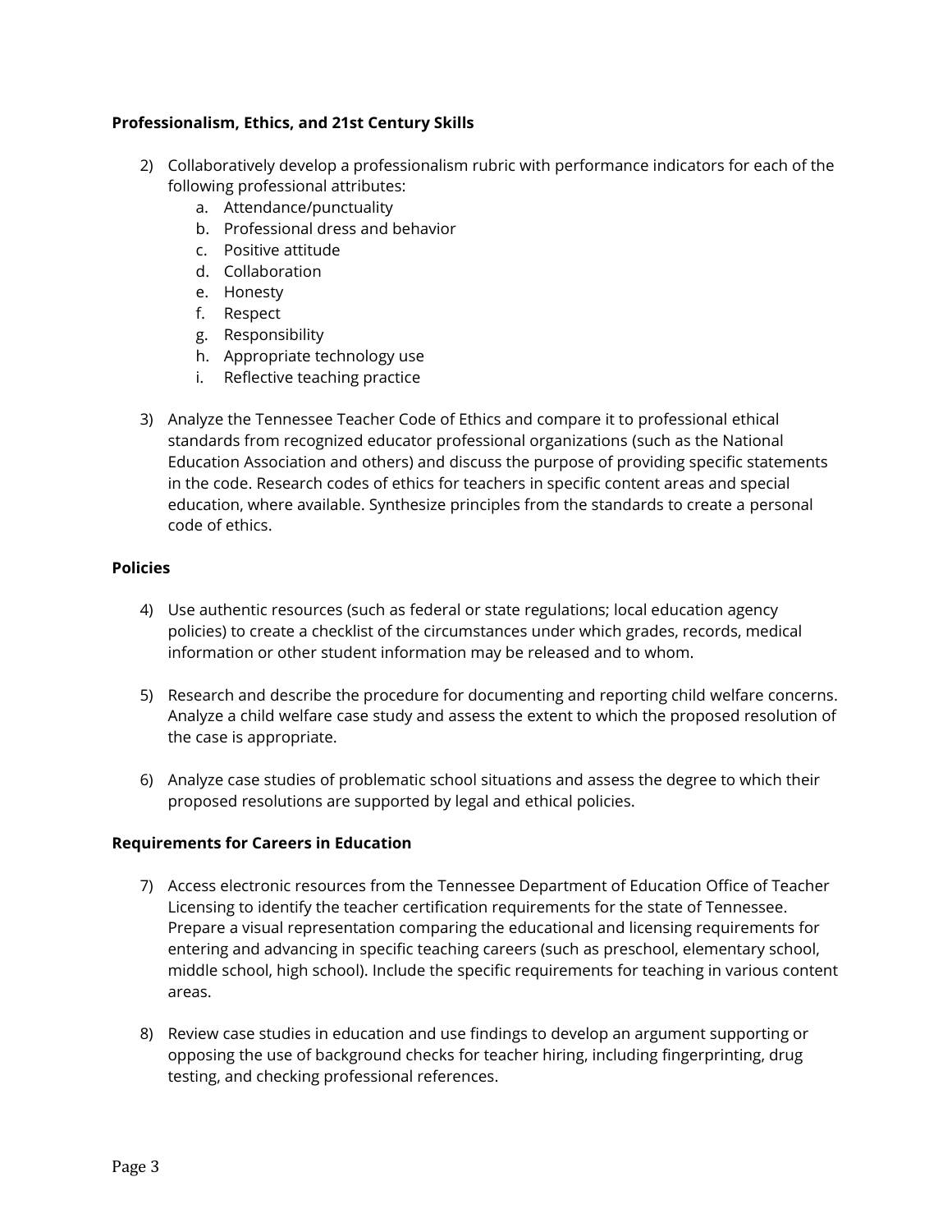**Professionalism, Ethics, and 21st Century Skills**

2) Collaboratively develop a professionalism rubric with performance indicators for each of the following professional attributes:
   a. Attendance/punctuality
   b. Professional dress and behavior
   c. Positive attitude
   d. Collaboration
   e. Honesty
   f. Respect
   g. Responsibility
   h. Appropriate technology use
   i. Reflective teaching practice

3) Analyze the Tennessee Teacher Code of Ethics and compare it to professional ethical standards from recognized educator professional organizations (such as the National Education Association and others) and discuss the purpose of providing specific statements in the code. Research codes of ethics for teachers in specific content areas and special education, where available. Synthesize principles from the standards to create a personal code of ethics.

**Policies**

4) Use authentic resources (such as federal or state regulations; local education agency policies) to create a checklist of the circumstances under which grades, records, medical information or other student information may be released and to whom.

5) Research and describe the procedure for documenting and reporting child welfare concerns. Analyze a child welfare case study and assess the extent to which the proposed resolution of the case is appropriate.

6) Analyze case studies of problematic school situations and assess the degree to which their proposed resolutions are supported by legal and ethical policies.

**Requirements for Careers in Education**

7) Access electronic resources from the Tennessee Department of Education Office of Teacher Licensing to identify the teacher certification requirements for the state of Tennessee. Prepare a visual representation comparing the educational and licensing requirements for entering and advancing in specific teaching careers (such as preschool, elementary school, middle school, high school). Include the specific requirements for teaching in various content areas.

8) Review case studies in education and use findings to develop an argument supporting or opposing the use of background checks for teacher hiring, including fingerprinting, drug testing, and checking professional references.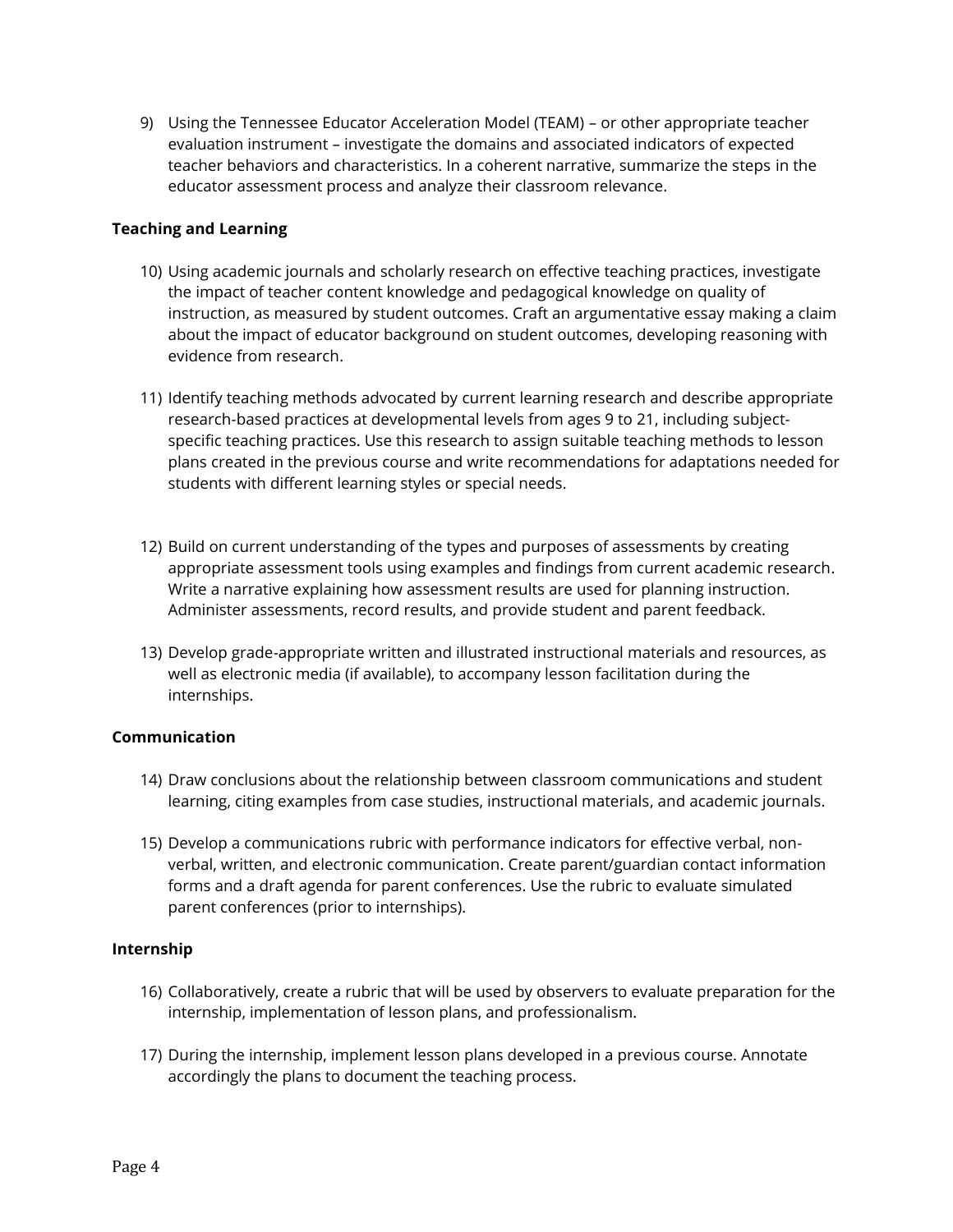9) Using the Tennessee Educator Acceleration Model (TEAM) – or other appropriate teacher evaluation instrument – investigate the domains and associated indicators of expected teacher behaviors and characteristics. In a coherent narrative, summarize the steps in the educator assessment process and analyze their classroom relevance.

**Teaching and Learning**

10) Using academic journals and scholarly research on effective teaching practices, investigate the impact of teacher content knowledge and pedagogical knowledge on quality of instruction, as measured by student outcomes. Craft an argumentative essay making a claim about the impact of educator background on student outcomes, developing reasoning with evidence from research.

11) Identify teaching methods advocated by current learning research and describe appropriate research-based practices at developmental levels from ages 9 to 21, including subject-specific teaching practices. Use this research to assign suitable teaching methods to lesson plans created in the previous course and write recommendations for adaptations needed for students with different learning styles or special needs.

12) Build on current understanding of the types and purposes of assessments by creating appropriate assessment tools using examples and findings from current academic research. Write a narrative explaining how assessment results are used for planning instruction. Administer assessments, record results, and provide student and parent feedback.

13) Develop grade-appropriate written and illustrated instructional materials and resources, as well as electronic media (if available), to accompany lesson facilitation during the internships.

**Communication**

14) Draw conclusions about the relationship between classroom communications and student learning, citing examples from case studies, instructional materials, and academic journals.

15) Develop a communications rubric with performance indicators for effective verbal, non-verbal, written, and electronic communication. Create parent/guardian contact information forms and a draft agenda for parent conferences. Use the rubric to evaluate simulated parent conferences (prior to internships).

**Internship**

16) Collaboratively, create a rubric that will be used by observers to evaluate preparation for the internship, implementation of lesson plans, and professionalism.

17) During the internship, implement lesson plans developed in a previous course. Annotate accordingly the plans to document the teaching process.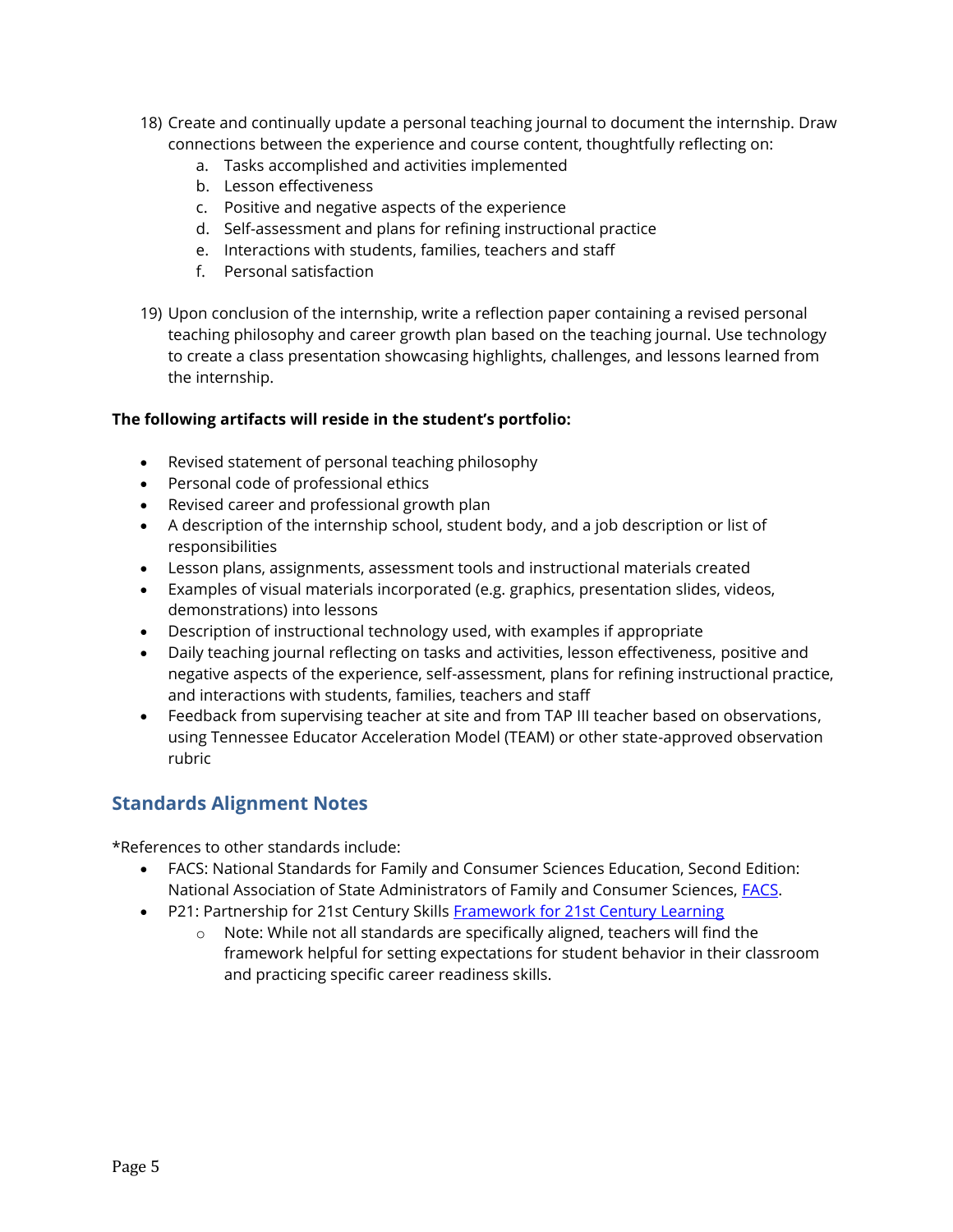18) Create and continually update a personal teaching journal to document the internship. Draw connections between the experience and course content, thoughtfully reflecting on:
    a. Tasks accomplished and activities implemented
    b. Lesson effectiveness
    c. Positive and negative aspects of the experience
    d. Self-assessment and plans for refining instructional practice
    e. Interactions with students, families, teachers and staff
    f. Personal satisfaction

19) Upon conclusion of the internship, write a reflection paper containing a revised personal teaching philosophy and career growth plan based on the teaching journal. Use technology to create a class presentation showcasing highlights, challenges, and lessons learned from the internship.

**The following artifacts will reside in the student's portfolio:**

- Revised statement of personal teaching philosophy
- Personal code of professional ethics
- Revised career and professional growth plan
- A description of the internship school, student body, and a job description or list of responsibilities
- Lesson plans, assignments, assessment tools and instructional materials created
- Examples of visual materials incorporated (e.g. graphics, presentation slides, videos, demonstrations) into lessons
- Description of instructional technology used, with examples if appropriate
- Daily teaching journal reflecting on tasks and activities, lesson effectiveness, positive and negative aspects of the experience, self-assessment, plans for refining instructional practice, and interactions with students, families, teachers and staff
- Feedback from supervising teacher at site and from TAP III teacher based on observations, using Tennessee Educator Acceleration Model (TEAM) or other state-approved observation rubric

## Standards Alignment Notes

*References to other standards include:

- FACS: National Standards for Family and Consumer Sciences Education, Second Edition: National Association of State Administrators of Family and Consumer Sciences, FACS.
- P21: Partnership for 21st Century Skills Framework for 21st Century Learning
    - Note: While not all standards are specifically aligned, teachers will find the framework helpful for setting expectations for student behavior in their classroom and practicing specific career readiness skills.